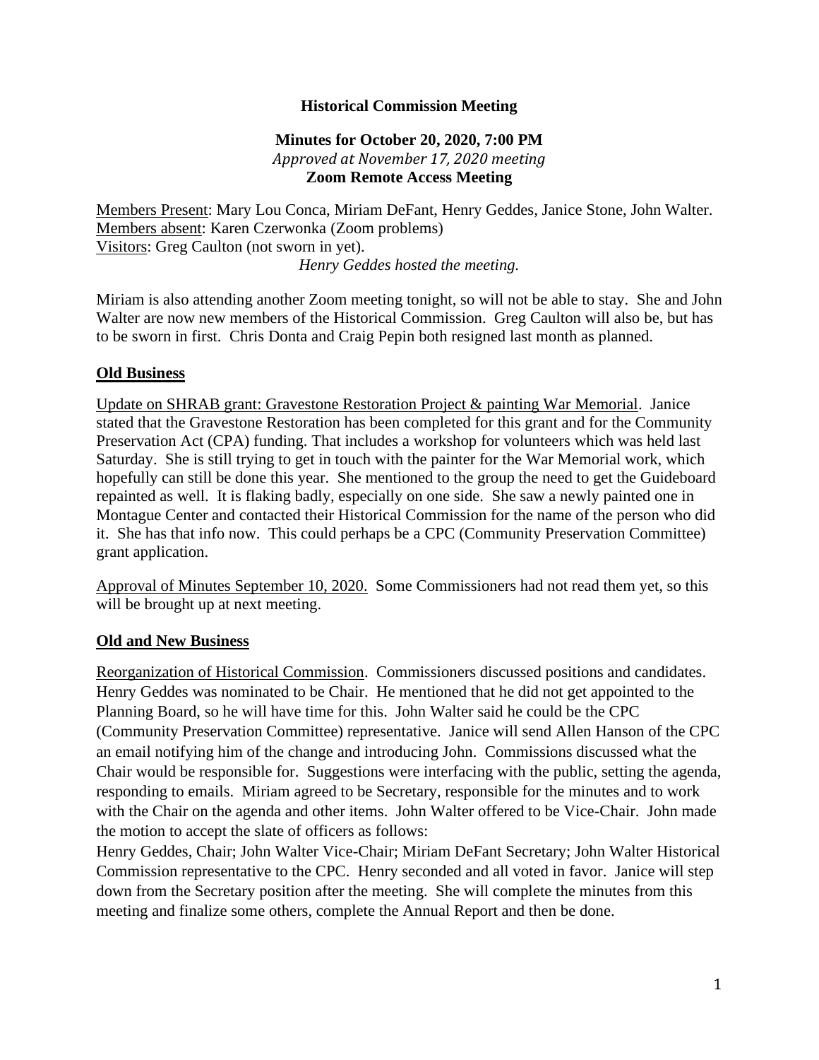**Historical Commission Meeting**

**Minutes for October 20, 2020, 7:00 PM**
*Approved at November 17, 2020 meeting*
**Zoom Remote Access Meeting**

Members Present: Mary Lou Conca, Miriam DeFant, Henry Geddes, Janice Stone, John Walter.
Members absent: Karen Czerwonka (Zoom problems)
Visitors: Greg Caulton (not sworn in yet).

*Henry Geddes hosted the meeting.*

Miriam is also attending another Zoom meeting tonight, so will not be able to stay. She and John Walter are now new members of the Historical Commission. Greg Caulton will also be, but has to be sworn in first. Chris Donta and Craig Pepin both resigned last month as planned.

## Old Business

Update on SHRAB grant: Gravestone Restoration Project & painting War Memorial. Janice stated that the Gravestone Restoration has been completed for this grant and for the Community Preservation Act (CPA) funding. That includes a workshop for volunteers which was held last Saturday. She is still trying to get in touch with the painter for the War Memorial work, which hopefully can still be done this year. She mentioned to the group the need to get the Guideboard repainted as well. It is flaking badly, especially on one side. She saw a newly painted one in Montague Center and contacted their Historical Commission for the name of the person who did it. She has that info now. This could perhaps be a CPC (Community Preservation Committee) grant application.

Approval of Minutes September 10, 2020. Some Commissioners had not read them yet, so this will be brought up at next meeting.

## Old and New Business

Reorganization of Historical Commission. Commissioners discussed positions and candidates. Henry Geddes was nominated to be Chair. He mentioned that he did not get appointed to the Planning Board, so he will have time for this. John Walter said he could be the CPC (Community Preservation Committee) representative. Janice will send Allen Hanson of the CPC an email notifying him of the change and introducing John. Commissions discussed what the Chair would be responsible for. Suggestions were interfacing with the public, setting the agenda, responding to emails. Miriam agreed to be Secretary, responsible for the minutes and to work with the Chair on the agenda and other items. John Walter offered to be Vice-Chair. John made the motion to accept the slate of officers as follows:

Henry Geddes, Chair; John Walter Vice-Chair; Miriam DeFant Secretary; John Walter Historical Commission representative to the CPC. Henry seconded and all voted in favor. Janice will step down from the Secretary position after the meeting. She will complete the minutes from this meeting and finalize some others, complete the Annual Report and then be done.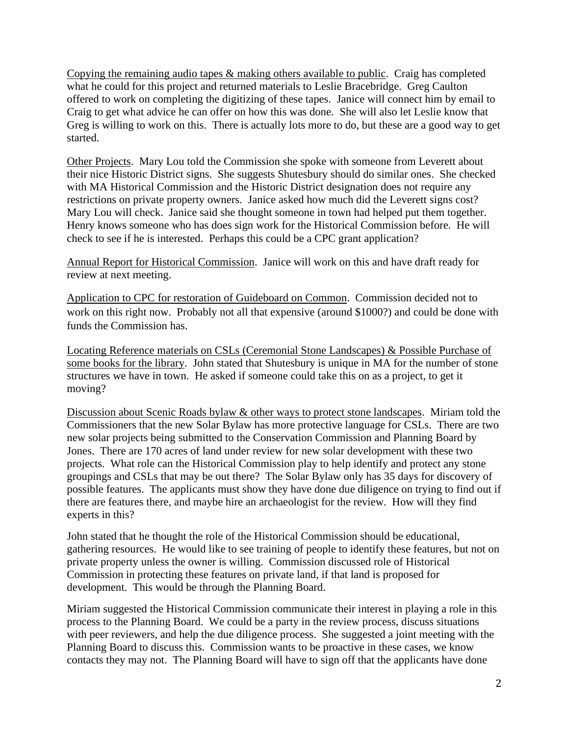Copying the remaining audio tapes & making others available to public. Craig has completed what he could for this project and returned materials to Leslie Bracebridge. Greg Caulton offered to work on completing the digitizing of these tapes. Janice will connect him by email to Craig to get what advice he can offer on how this was done. She will also let Leslie know that Greg is willing to work on this. There is actually lots more to do, but these are a good way to get started.

Other Projects. Mary Lou told the Commission she spoke with someone from Leverett about their nice Historic District signs. She suggests Shutesbury should do similar ones. She checked with MA Historical Commission and the Historic District designation does not require any restrictions on private property owners. Janice asked how much did the Leverett signs cost? Mary Lou will check. Janice said she thought someone in town had helped put them together. Henry knows someone who has does sign work for the Historical Commission before. He will check to see if he is interested. Perhaps this could be a CPC grant application?

Annual Report for Historical Commission. Janice will work on this and have draft ready for review at next meeting.

Application to CPC for restoration of Guideboard on Common. Commission decided not to work on this right now. Probably not all that expensive (around $1000?) and could be done with funds the Commission has.

Locating Reference materials on CSLs (Ceremonial Stone Landscapes) & Possible Purchase of some books for the library. John stated that Shutesbury is unique in MA for the number of stone structures we have in town. He asked if someone could take this on as a project, to get it moving?

Discussion about Scenic Roads bylaw & other ways to protect stone landscapes. Miriam told the Commissioners that the new Solar Bylaw has more protective language for CSLs. There are two new solar projects being submitted to the Conservation Commission and Planning Board by Jones. There are 170 acres of land under review for new solar development with these two projects. What role can the Historical Commission play to help identify and protect any stone groupings and CSLs that may be out there? The Solar Bylaw only has 35 days for discovery of possible features. The applicants must show they have done due diligence on trying to find out if there are features there, and maybe hire an archaeologist for the review. How will they find experts in this?

John stated that he thought the role of the Historical Commission should be educational, gathering resources. He would like to see training of people to identify these features, but not on private property unless the owner is willing. Commission discussed role of Historical Commission in protecting these features on private land, if that land is proposed for development. This would be through the Planning Board.

Miriam suggested the Historical Commission communicate their interest in playing a role in this process to the Planning Board. We could be a party in the review process, discuss situations with peer reviewers, and help the due diligence process. She suggested a joint meeting with the Planning Board to discuss this. Commission wants to be proactive in these cases, we know contacts they may not. The Planning Board will have to sign off that the applicants have done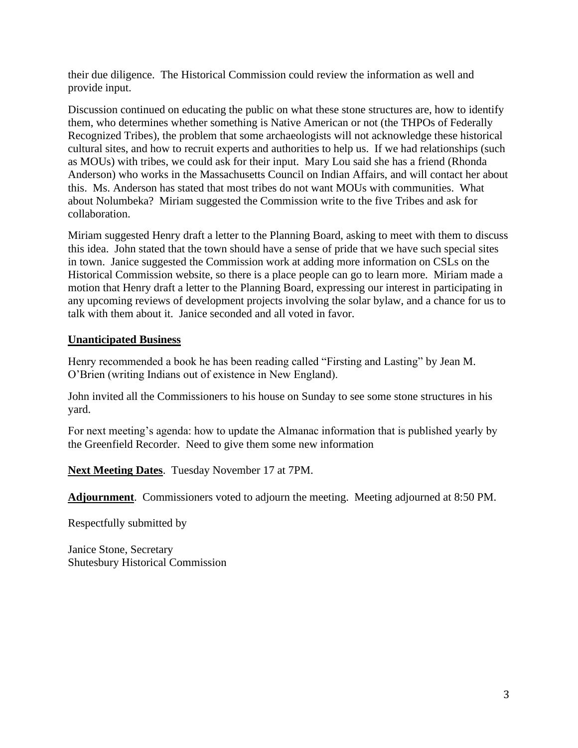their due diligence. The Historical Commission could review the information as well and provide input.

Discussion continued on educating the public on what these stone structures are, how to identify them, who determines whether something is Native American or not (the THPOs of Federally Recognized Tribes), the problem that some archaeologists will not acknowledge these historical cultural sites, and how to recruit experts and authorities to help us. If we had relationships (such as MOUs) with tribes, we could ask for their input. Mary Lou said she has a friend (Rhonda Anderson) who works in the Massachusetts Council on Indian Affairs, and will contact her about this. Ms. Anderson has stated that most tribes do not want MOUs with communities. What about Nolumbeka? Miriam suggested the Commission write to the five Tribes and ask for collaboration.

Miriam suggested Henry draft a letter to the Planning Board, asking to meet with them to discuss this idea. John stated that the town should have a sense of pride that we have such special sites in town. Janice suggested the Commission work at adding more information on CSLs on the Historical Commission website, so there is a place people can go to learn more. Miriam made a motion that Henry draft a letter to the Planning Board, expressing our interest in participating in any upcoming reviews of development projects involving the solar bylaw, and a chance for us to talk with them about it. Janice seconded and all voted in favor.

**Unanticipated Business**

Henry recommended a book he has been reading called "Firsting and Lasting" by Jean M. O'Brien (writing Indians out of existence in New England).

John invited all the Commissioners to his house on Sunday to see some stone structures in his yard.

For next meeting's agenda: how to update the Almanac information that is published yearly by the Greenfield Recorder. Need to give them some new information

**Next Meeting Dates**. Tuesday November 17 at 7PM.

**Adjournment**. Commissioners voted to adjourn the meeting. Meeting adjourned at 8:50 PM.

Respectfully submitted by

Janice Stone, Secretary
Shutesbury Historical Commission